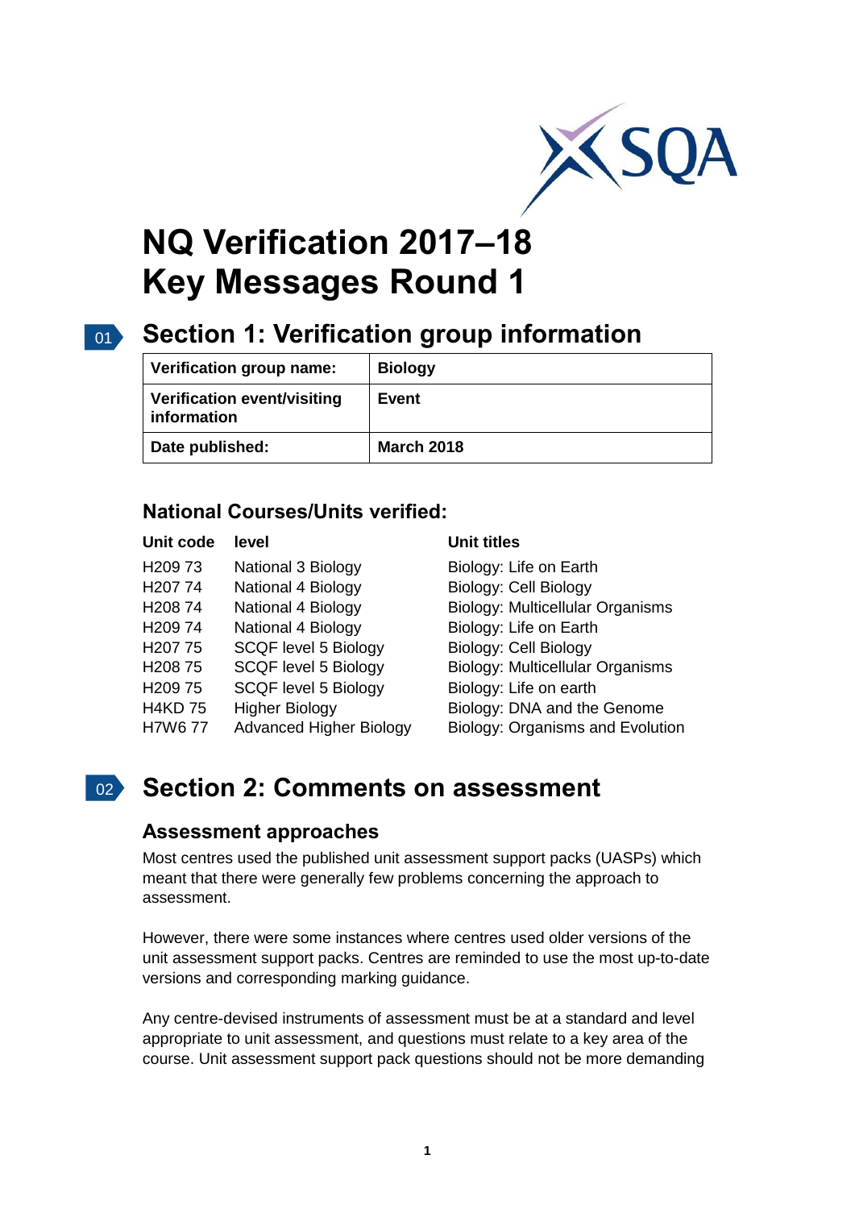# NQ Verification 2017–18
# Key Messages Round 1

## Section 1: Verification group information

| Verification group name: | Biology |
|---|---|
| Verification event/visiting information | Event |
| Date published: | March 2018 |

### National Courses/Units verified:

| Unit code | level | Unit titles |
|---|---|---|
| H209 73 | National 3 Biology | Biology: Life on Earth |
| H207 74 | National 4 Biology | Biology: Cell Biology |
| H208 74 | National 4 Biology | Biology: Multicellular Organisms |
| H209 74 | National 4 Biology | Biology: Life on Earth |
| H207 75 | SCQF level 5 Biology | Biology: Cell Biology |
| H208 75 | SCQF level 5 Biology | Biology: Multicellular Organisms |
| H209 75 | SCQF level 5 Biology | Biology: Life on earth |
| H4KD 75 | Higher Biology | Biology: DNA and the Genome |
| H7W6 77 | Advanced Higher Biology | Biology: Organisms and Evolution |

## Section 2: Comments on assessment

### Assessment approaches

Most centres used the published unit assessment support packs (UASPs) which meant that there were generally few problems concerning the approach to assessment.

However, there were some instances where centres used older versions of the unit assessment support packs. Centres are reminded to use the most up-to-date versions and corresponding marking guidance.

Any centre-devised instruments of assessment must be at a standard and level appropriate to unit assessment, and questions must relate to a key area of the course. Unit assessment support pack questions should not be more demanding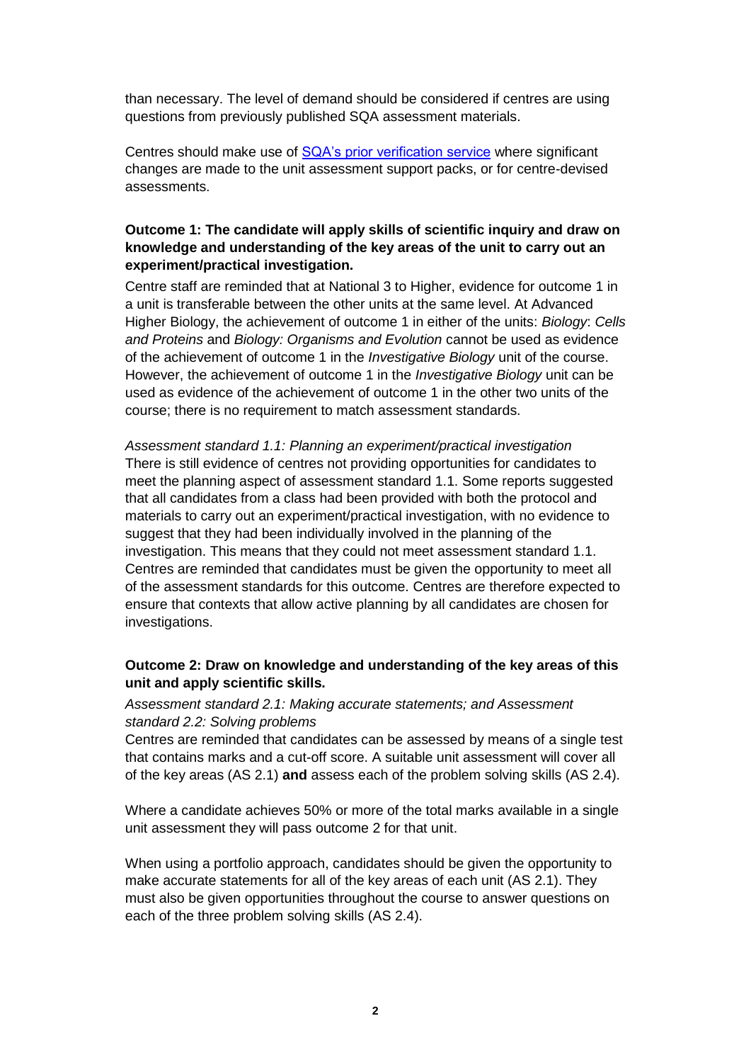than necessary. The level of demand should be considered if centres are using questions from previously published SQA assessment materials.

Centres should make use of [SQA's prior verification service](#) where significant changes are made to the unit assessment support packs, or for centre-devised assessments.

**Outcome 1: The candidate will apply skills of scientific inquiry and draw on knowledge and understanding of the key areas of the unit to carry out an experiment/practical investigation.**

Centre staff are reminded that at National 3 to Higher, evidence for outcome 1 in a unit is transferable between the other units at the same level. At Advanced Higher Biology, the achievement of outcome 1 in either of the units: *Biology*: *Cells and Proteins* and *Biology: Organisms and Evolution* cannot be used as evidence of the achievement of outcome 1 in the *Investigative Biology* unit of the course. However, the achievement of outcome 1 in the *Investigative Biology* unit can be used as evidence of the achievement of outcome 1 in the other two units of the course; there is no requirement to match assessment standards.

*Assessment standard 1.1: Planning an experiment/practical investigation*
There is still evidence of centres not providing opportunities for candidates to meet the planning aspect of assessment standard 1.1. Some reports suggested that all candidates from a class had been provided with both the protocol and materials to carry out an experiment/practical investigation, with no evidence to suggest that they had been individually involved in the planning of the investigation. This means that they could not meet assessment standard 1.1. Centres are reminded that candidates must be given the opportunity to meet all of the assessment standards for this outcome. Centres are therefore expected to ensure that contexts that allow active planning by all candidates are chosen for investigations.

**Outcome 2: Draw on knowledge and understanding of the key areas of this unit and apply scientific skills.**

*Assessment standard 2.1: Making accurate statements; and Assessment standard 2.2: Solving problems*
Centres are reminded that candidates can be assessed by means of a single test that contains marks and a cut-off score. A suitable unit assessment will cover all of the key areas (AS 2.1) **and** assess each of the problem solving skills (AS 2.4).

Where a candidate achieves 50% or more of the total marks available in a single unit assessment they will pass outcome 2 for that unit.

When using a portfolio approach, candidates should be given the opportunity to make accurate statements for all of the key areas of each unit (AS 2.1). They must also be given opportunities throughout the course to answer questions on each of the three problem solving skills (AS 2.4).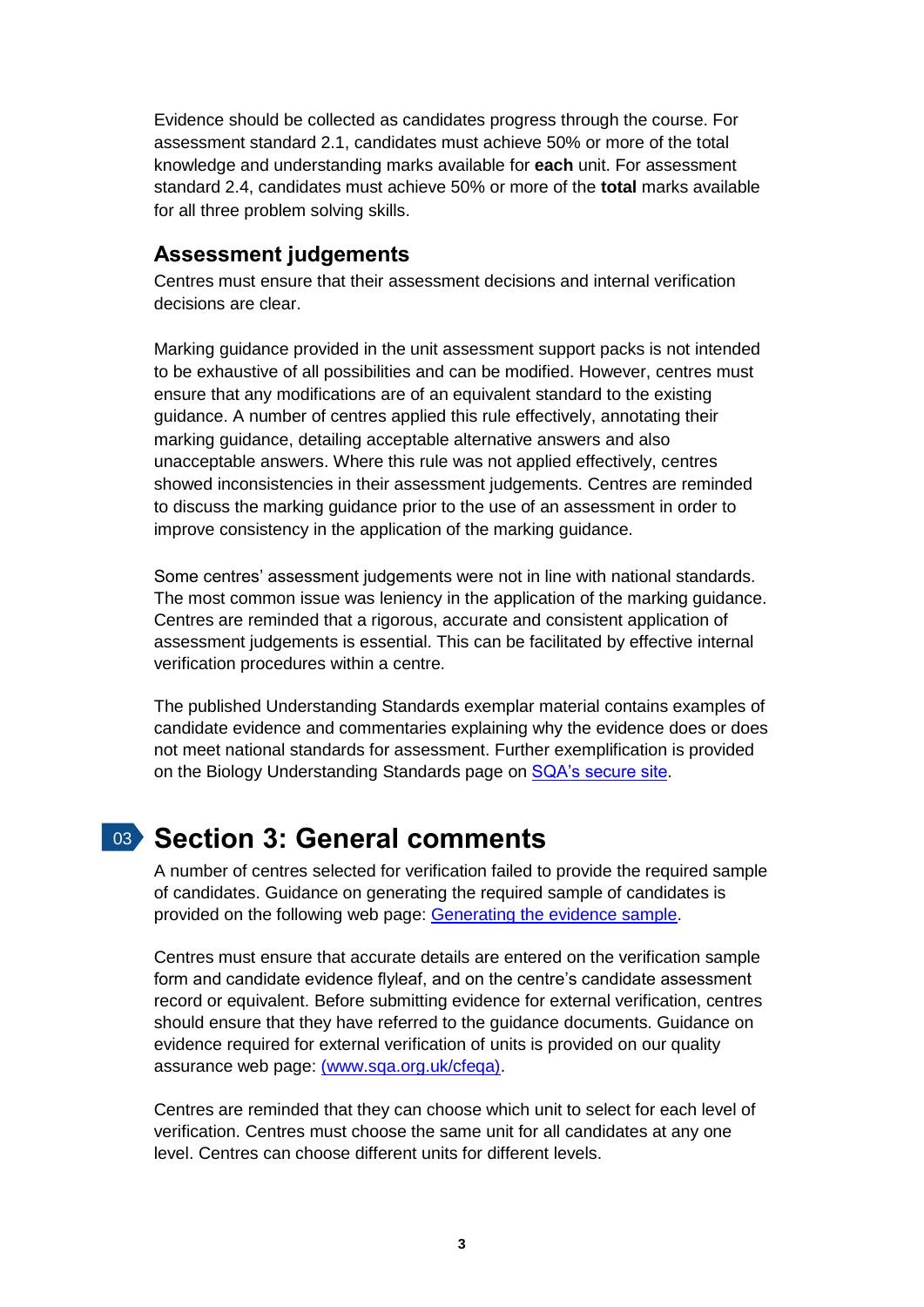Evidence should be collected as candidates progress through the course. For assessment standard 2.1, candidates must achieve 50% or more of the total knowledge and understanding marks available for **each** unit. For assessment standard 2.4, candidates must achieve 50% or more of the **total** marks available for all three problem solving skills.

## Assessment judgements

Centres must ensure that their assessment decisions and internal verification decisions are clear.

Marking guidance provided in the unit assessment support packs is not intended to be exhaustive of all possibilities and can be modified. However, centres must ensure that any modifications are of an equivalent standard to the existing guidance. A number of centres applied this rule effectively, annotating their marking guidance, detailing acceptable alternative answers and also unacceptable answers. Where this rule was not applied effectively, centres showed inconsistencies in their assessment judgements. Centres are reminded to discuss the marking guidance prior to the use of an assessment in order to improve consistency in the application of the marking guidance.

Some centres' assessment judgements were not in line with national standards. The most common issue was leniency in the application of the marking guidance. Centres are reminded that a rigorous, accurate and consistent application of assessment judgements is essential. This can be facilitated by effective internal verification procedures within a centre.

The published Understanding Standards exemplar material contains examples of candidate evidence and commentaries explaining why the evidence does or does not meet national standards for assessment. Further exemplification is provided on the Biology Understanding Standards page on SQA's secure site.

# 03 Section 3: General comments

A number of centres selected for verification failed to provide the required sample of candidates. Guidance on generating the required sample of candidates is provided on the following web page: Generating the evidence sample.

Centres must ensure that accurate details are entered on the verification sample form and candidate evidence flyleaf, and on the centre's candidate assessment record or equivalent. Before submitting evidence for external verification, centres should ensure that they have referred to the guidance documents. Guidance on evidence required for external verification of units is provided on our quality assurance web page: (www.sqa.org.uk/cfeqa).

Centres are reminded that they can choose which unit to select for each level of verification. Centres must choose the same unit for all candidates at any one level. Centres can choose different units for different levels.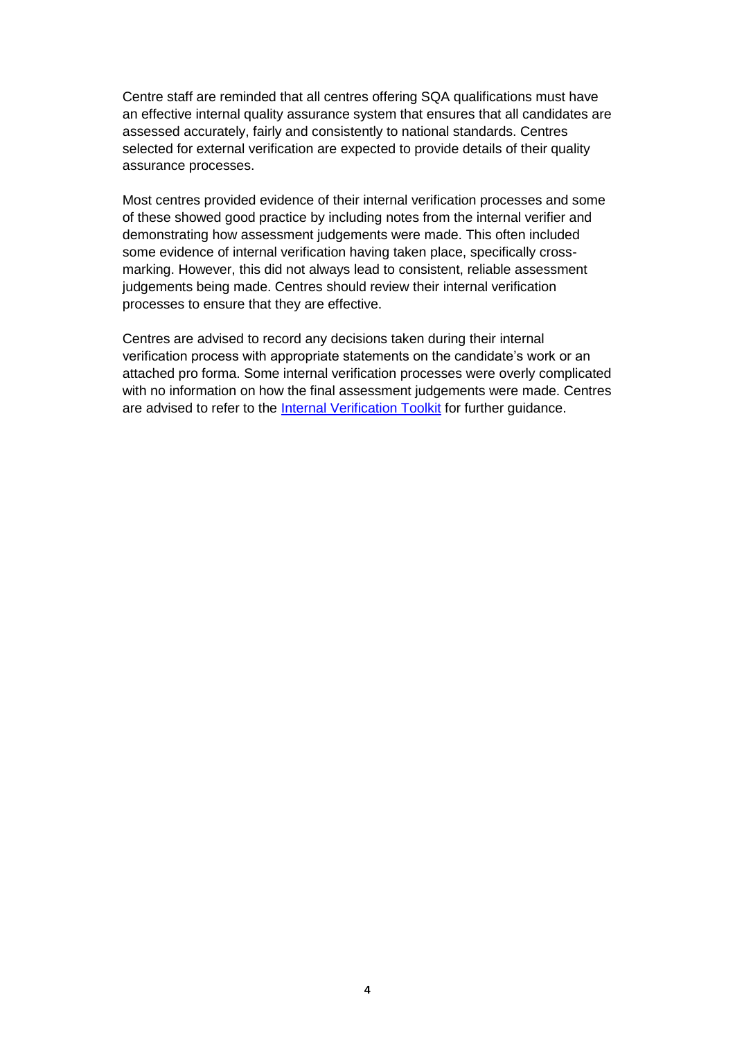Centre staff are reminded that all centres offering SQA qualifications must have an effective internal quality assurance system that ensures that all candidates are assessed accurately, fairly and consistently to national standards. Centres selected for external verification are expected to provide details of their quality assurance processes.

Most centres provided evidence of their internal verification processes and some of these showed good practice by including notes from the internal verifier and demonstrating how assessment judgements were made. This often included some evidence of internal verification having taken place, specifically cross-marking. However, this did not always lead to consistent, reliable assessment judgements being made. Centres should review their internal verification processes to ensure that they are effective.

Centres are advised to record any decisions taken during their internal verification process with appropriate statements on the candidate's work or an attached pro forma. Some internal verification processes were overly complicated with no information on how the final assessment judgements were made. Centres are advised to refer to the Internal Verification Toolkit for further guidance.